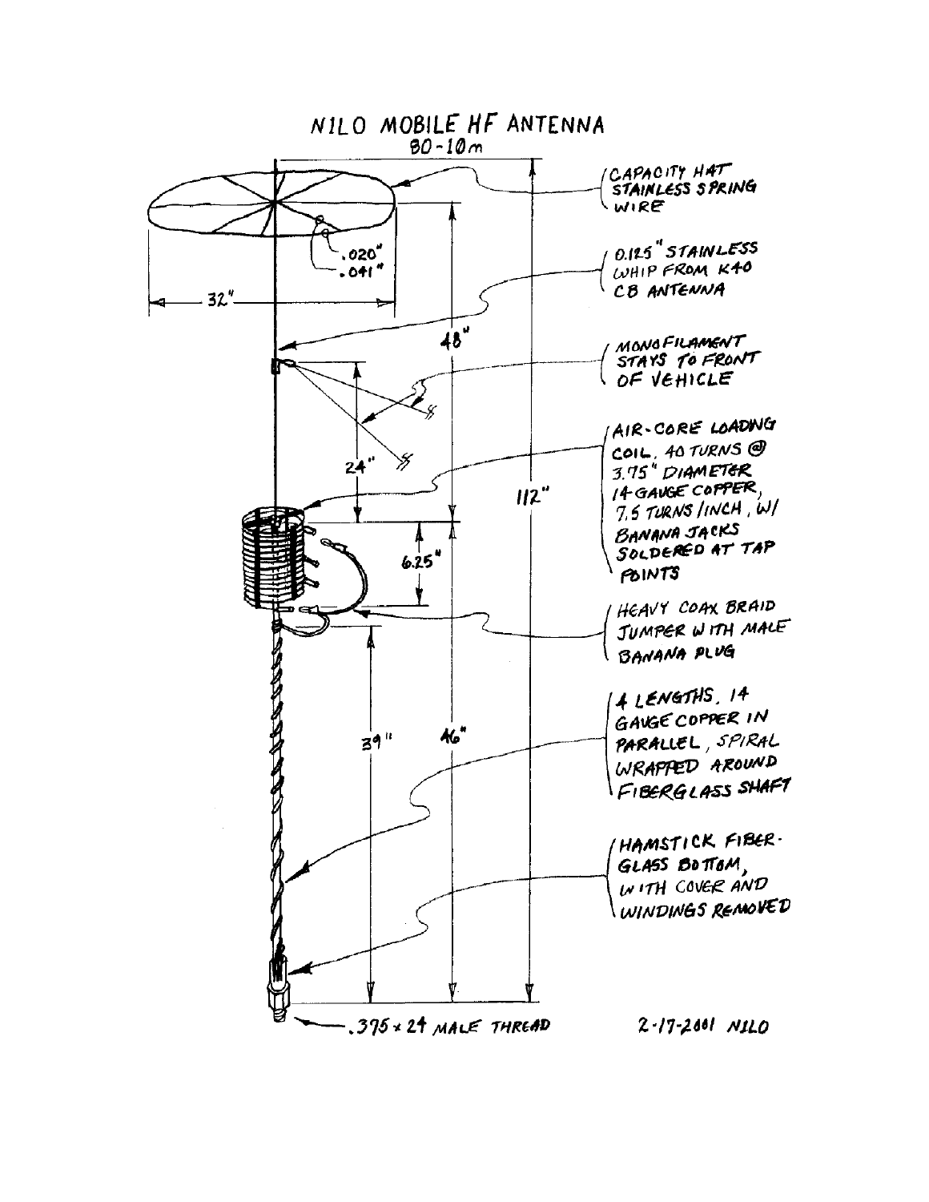# N1LO MOBILE HF ANTENNA

80-10m

CAPACITY HAT STAINLESS SPRING WIRE

.020"

.041"

32"

0.125" STAINLESS WHIP FROM K40 CB ANTENNA

48"

MONOFILAMENT STAYS TO FRONT OF VEHICLE

24"

112"

AIR-CORE LOADING COIL, 40 TURNS @ 3.75" DIAMETER 14-GAUGE COPPER, 7.5 TURNS/INCH, W/ BANANA JACKS SOLDERED AT TAP POINTS

6.25"

HEAVY COAX BRAID JUMPER WITH MALE BANANA PLUG

39"

46"

4 LENGTHS, 14 GAUGE COPPER IN PARALLEL, SPIRAL WRAPPED AROUND FIBERGLASS SHAFT

HAMSTICK FIBERGLASS BOTTOM, WITH COVER AND WINDINGS REMOVED

.375 × 24 MALE THREAD

2-17-2001 N1LO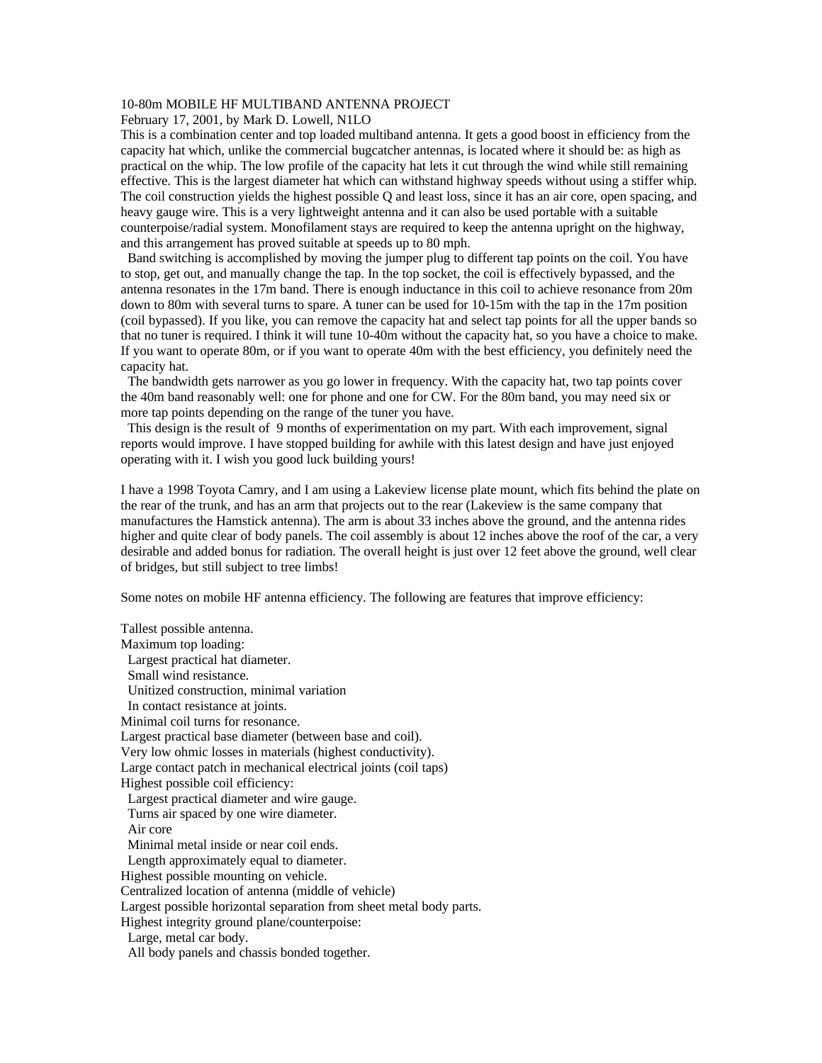10-80m MOBILE HF MULTIBAND ANTENNA PROJECT

February 17, 2001, by Mark D. Lowell, N1LO

This is a combination center and top loaded multiband antenna. It gets a good boost in efficiency from the capacity hat which, unlike the commercial bugcatcher antennas, is located where it should be: as high as practical on the whip. The low profile of the capacity hat lets it cut through the wind while still remaining effective. This is the largest diameter hat which can withstand highway speeds without using a stiffer whip. The coil construction yields the highest possible Q and least loss, since it has an air core, open spacing, and heavy gauge wire. This is a very lightweight antenna and it can also be used portable with a suitable counterpoise/radial system. Monofilament stays are required to keep the antenna upright on the highway, and this arrangement has proved suitable at speeds up to 80 mph.

Band switching is accomplished by moving the jumper plug to different tap points on the coil. You have to stop, get out, and manually change the tap. In the top socket, the coil is effectively bypassed, and the antenna resonates in the 17m band. There is enough inductance in this coil to achieve resonance from 20m down to 80m with several turns to spare. A tuner can be used for 10-15m with the tap in the 17m position (coil bypassed). If you like, you can remove the capacity hat and select tap points for all the upper bands so that no tuner is required. I think it will tune 10-40m without the capacity hat, so you have a choice to make. If you want to operate 80m, or if you want to operate 40m with the best efficiency, you definitely need the capacity hat.

The bandwidth gets narrower as you go lower in frequency. With the capacity hat, two tap points cover the 40m band reasonably well: one for phone and one for CW. For the 80m band, you may need six or more tap points depending on the range of the tuner you have.

This design is the result of 9 months of experimentation on my part. With each improvement, signal reports would improve. I have stopped building for awhile with this latest design and have just enjoyed operating with it. I wish you good luck building yours!

I have a 1998 Toyota Camry, and I am using a Lakeview license plate mount, which fits behind the plate on the rear of the trunk, and has an arm that projects out to the rear (Lakeview is the same company that manufactures the Hamstick antenna). The arm is about 33 inches above the ground, and the antenna rides higher and quite clear of body panels. The coil assembly is about 12 inches above the roof of the car, a very desirable and added bonus for radiation. The overall height is just over 12 feet above the ground, well clear of bridges, but still subject to tree limbs!

Some notes on mobile HF antenna efficiency. The following are features that improve efficiency:

Tallest possible antenna.
Maximum top loading:
  Largest practical hat diameter.
  Small wind resistance.
  Unitized construction, minimal variation
  In contact resistance at joints.
Minimal coil turns for resonance.
Largest practical base diameter (between base and coil).
Very low ohmic losses in materials (highest conductivity).
Large contact patch in mechanical electrical joints (coil taps)
Highest possible coil efficiency:
  Largest practical diameter and wire gauge.
  Turns air spaced by one wire diameter.
  Air core
  Minimal metal inside or near coil ends.
  Length approximately equal to diameter.
Highest possible mounting on vehicle.
Centralized location of antenna (middle of vehicle)
Largest possible horizontal separation from sheet metal body parts.
Highest integrity ground plane/counterpoise:
  Large, metal car body.
  All body panels and chassis bonded together.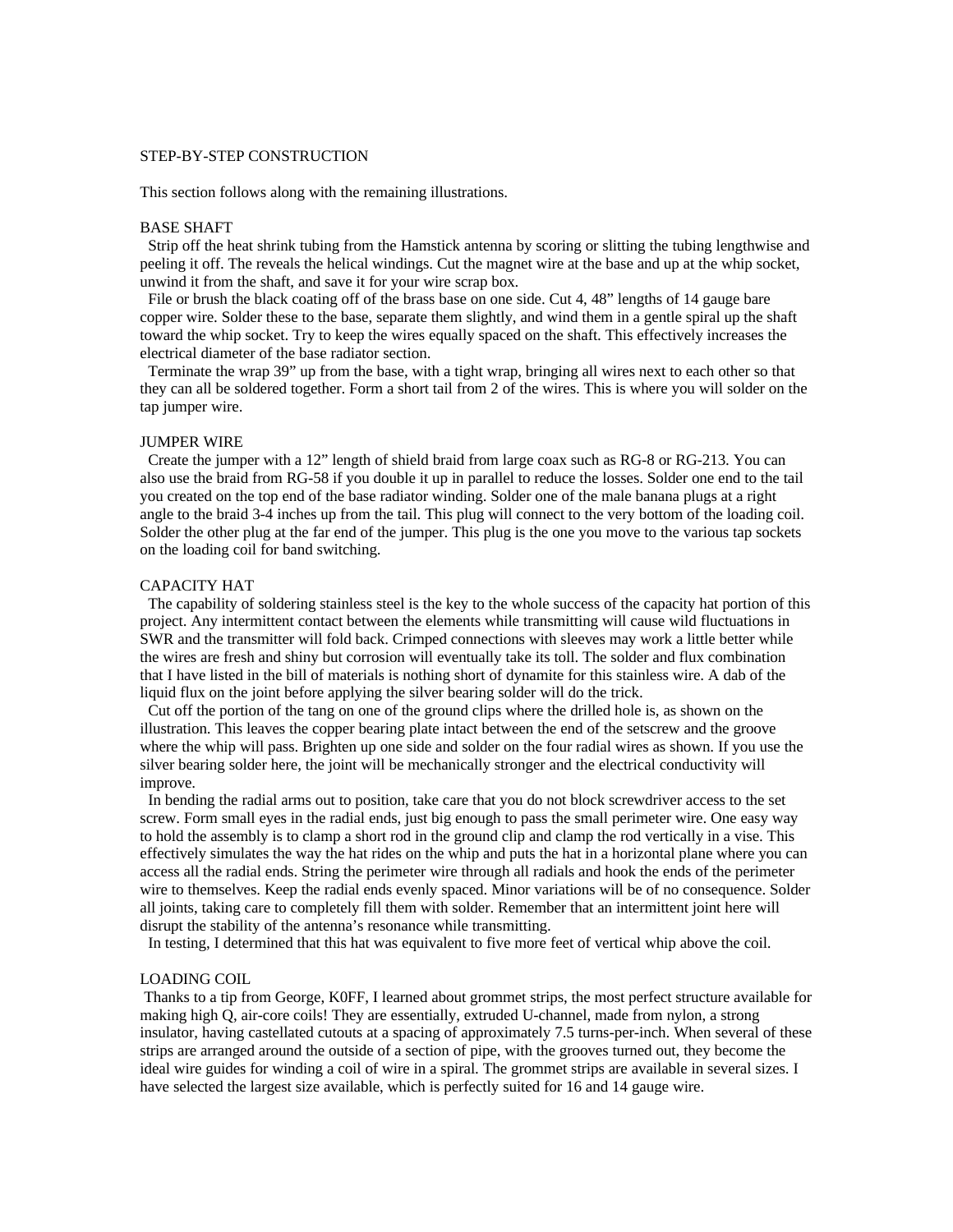## STEP-BY-STEP CONSTRUCTION

This section follows along with the remaining illustrations.

### BASE SHAFT

Strip off the heat shrink tubing from the Hamstick antenna by scoring or slitting the tubing lengthwise and peeling it off. The reveals the helical windings. Cut the magnet wire at the base and up at the whip socket, unwind it from the shaft, and save it for your wire scrap box.

File or brush the black coating off of the brass base on one side. Cut 4, 48" lengths of 14 gauge bare copper wire. Solder these to the base, separate them slightly, and wind them in a gentle spiral up the shaft toward the whip socket. Try to keep the wires equally spaced on the shaft. This effectively increases the electrical diameter of the base radiator section.

Terminate the wrap 39" up from the base, with a tight wrap, bringing all wires next to each other so that they can all be soldered together. Form a short tail from 2 of the wires. This is where you will solder on the tap jumper wire.

### JUMPER WIRE

Create the jumper with a 12" length of shield braid from large coax such as RG-8 or RG-213. You can also use the braid from RG-58 if you double it up in parallel to reduce the losses. Solder one end to the tail you created on the top end of the base radiator winding. Solder one of the male banana plugs at a right angle to the braid 3-4 inches up from the tail. This plug will connect to the very bottom of the loading coil. Solder the other plug at the far end of the jumper. This plug is the one you move to the various tap sockets on the loading coil for band switching.

### CAPACITY HAT

The capability of soldering stainless steel is the key to the whole success of the capacity hat portion of this project. Any intermittent contact between the elements while transmitting will cause wild fluctuations in SWR and the transmitter will fold back. Crimped connections with sleeves may work a little better while the wires are fresh and shiny but corrosion will eventually take its toll. The solder and flux combination that I have listed in the bill of materials is nothing short of dynamite for this stainless wire. A dab of the liquid flux on the joint before applying the silver bearing solder will do the trick.

Cut off the portion of the tang on one of the ground clips where the drilled hole is, as shown on the illustration. This leaves the copper bearing plate intact between the end of the setscrew and the groove where the whip will pass. Brighten up one side and solder on the four radial wires as shown. If you use the silver bearing solder here, the joint will be mechanically stronger and the electrical conductivity will improve.

In bending the radial arms out to position, take care that you do not block screwdriver access to the set screw. Form small eyes in the radial ends, just big enough to pass the small perimeter wire. One easy way to hold the assembly is to clamp a short rod in the ground clip and clamp the rod vertically in a vise. This effectively simulates the way the hat rides on the whip and puts the hat in a horizontal plane where you can access all the radial ends. String the perimeter wire through all radials and hook the ends of the perimeter wire to themselves. Keep the radial ends evenly spaced. Minor variations will be of no consequence. Solder all joints, taking care to completely fill them with solder. Remember that an intermittent joint here will disrupt the stability of the antenna's resonance while transmitting.

In testing, I determined that this hat was equivalent to five more feet of vertical whip above the coil.

### LOADING COIL

Thanks to a tip from George, K0FF, I learned about grommet strips, the most perfect structure available for making high Q, air-core coils! They are essentially, extruded U-channel, made from nylon, a strong insulator, having castellated cutouts at a spacing of approximately 7.5 turns-per-inch. When several of these strips are arranged around the outside of a section of pipe, with the grooves turned out, they become the ideal wire guides for winding a coil of wire in a spiral. The grommet strips are available in several sizes. I have selected the largest size available, which is perfectly suited for 16 and 14 gauge wire.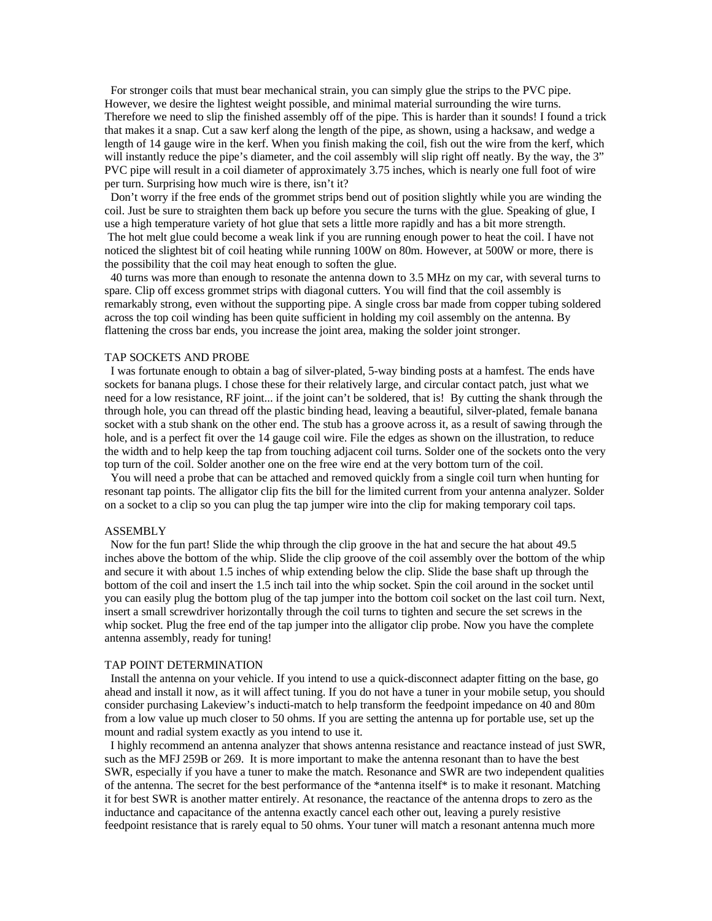For stronger coils that must bear mechanical strain, you can simply glue the strips to the PVC pipe. However, we desire the lightest weight possible, and minimal material surrounding the wire turns. Therefore we need to slip the finished assembly off of the pipe. This is harder than it sounds! I found a trick that makes it a snap. Cut a saw kerf along the length of the pipe, as shown, using a hacksaw, and wedge a length of 14 gauge wire in the kerf. When you finish making the coil, fish out the wire from the kerf, which will instantly reduce the pipe's diameter, and the coil assembly will slip right off neatly. By the way, the 3" PVC pipe will result in a coil diameter of approximately 3.75 inches, which is nearly one full foot of wire per turn. Surprising how much wire is there, isn't it?

Don't worry if the free ends of the grommet strips bend out of position slightly while you are winding the coil. Just be sure to straighten them back up before you secure the turns with the glue. Speaking of glue, I use a high temperature variety of hot glue that sets a little more rapidly and has a bit more strength.

The hot melt glue could become a weak link if you are running enough power to heat the coil. I have not noticed the slightest bit of coil heating while running 100W on 80m. However, at 500W or more, there is the possibility that the coil may heat enough to soften the glue.

40 turns was more than enough to resonate the antenna down to 3.5 MHz on my car, with several turns to spare. Clip off excess grommet strips with diagonal cutters. You will find that the coil assembly is remarkably strong, even without the supporting pipe. A single cross bar made from copper tubing soldered across the top coil winding has been quite sufficient in holding my coil assembly on the antenna. By flattening the cross bar ends, you increase the joint area, making the solder joint stronger.

## TAP SOCKETS AND PROBE

I was fortunate enough to obtain a bag of silver-plated, 5-way binding posts at a hamfest. The ends have sockets for banana plugs. I chose these for their relatively large, and circular contact patch, just what we need for a low resistance, RF joint... if the joint can't be soldered, that is! By cutting the shank through the through hole, you can thread off the plastic binding head, leaving a beautiful, silver-plated, female banana socket with a stub shank on the other end. The stub has a groove across it, as a result of sawing through the hole, and is a perfect fit over the 14 gauge coil wire. File the edges as shown on the illustration, to reduce the width and to help keep the tap from touching adjacent coil turns. Solder one of the sockets onto the very top turn of the coil. Solder another one on the free wire end at the very bottom turn of the coil.

You will need a probe that can be attached and removed quickly from a single coil turn when hunting for resonant tap points. The alligator clip fits the bill for the limited current from your antenna analyzer. Solder on a socket to a clip so you can plug the tap jumper wire into the clip for making temporary coil taps.

## ASSEMBLY

Now for the fun part! Slide the whip through the clip groove in the hat and secure the hat about 49.5 inches above the bottom of the whip. Slide the clip groove of the coil assembly over the bottom of the whip and secure it with about 1.5 inches of whip extending below the clip. Slide the base shaft up through the bottom of the coil and insert the 1.5 inch tail into the whip socket. Spin the coil around in the socket until you can easily plug the bottom plug of the tap jumper into the bottom coil socket on the last coil turn. Next, insert a small screwdriver horizontally through the coil turns to tighten and secure the set screws in the whip socket. Plug the free end of the tap jumper into the alligator clip probe. Now you have the complete antenna assembly, ready for tuning!

## TAP POINT DETERMINATION

Install the antenna on your vehicle. If you intend to use a quick-disconnect adapter fitting on the base, go ahead and install it now, as it will affect tuning. If you do not have a tuner in your mobile setup, you should consider purchasing Lakeview's inducti-match to help transform the feedpoint impedance on 40 and 80m from a low value up much closer to 50 ohms. If you are setting the antenna up for portable use, set up the mount and radial system exactly as you intend to use it.

I highly recommend an antenna analyzer that shows antenna resistance and reactance instead of just SWR, such as the MFJ 259B or 269. It is more important to make the antenna resonant than to have the best SWR, especially if you have a tuner to make the match. Resonance and SWR are two independent qualities of the antenna. The secret for the best performance of the *antenna itself* is to make it resonant. Matching it for best SWR is another matter entirely. At resonance, the reactance of the antenna drops to zero as the inductance and capacitance of the antenna exactly cancel each other out, leaving a purely resistive feedpoint resistance that is rarely equal to 50 ohms. Your tuner will match a resonant antenna much more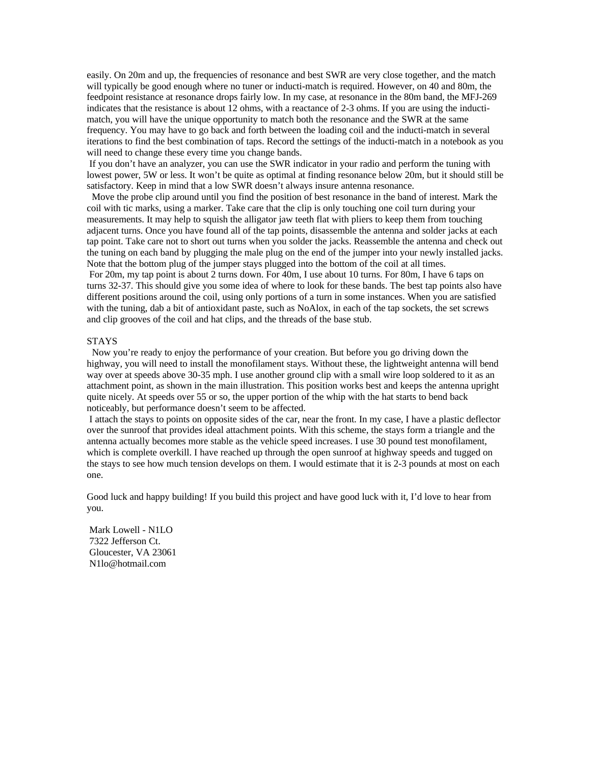easily. On 20m and up, the frequencies of resonance and best SWR are very close together, and the match will typically be good enough where no tuner or inducti-match is required. However, on 40 and 80m, the feedpoint resistance at resonance drops fairly low. In my case, at resonance in the 80m band, the MFJ-269 indicates that the resistance is about 12 ohms, with a reactance of 2-3 ohms. If you are using the inducti-match, you will have the unique opportunity to match both the resonance and the SWR at the same frequency. You may have to go back and forth between the loading coil and the inducti-match in several iterations to find the best combination of taps. Record the settings of the inducti-match in a notebook as you will need to change these every time you change bands.

If you don't have an analyzer, you can use the SWR indicator in your radio and perform the tuning with lowest power, 5W or less. It won't be quite as optimal at finding resonance below 20m, but it should still be satisfactory. Keep in mind that a low SWR doesn't always insure antenna resonance.

Move the probe clip around until you find the position of best resonance in the band of interest. Mark the coil with tic marks, using a marker. Take care that the clip is only touching one coil turn during your measurements. It may help to squish the alligator jaw teeth flat with pliers to keep them from touching adjacent turns. Once you have found all of the tap points, disassemble the antenna and solder jacks at each tap point. Take care not to short out turns when you solder the jacks. Reassemble the antenna and check out the tuning on each band by plugging the male plug on the end of the jumper into your newly installed jacks. Note that the bottom plug of the jumper stays plugged into the bottom of the coil at all times.

For 20m, my tap point is about 2 turns down. For 40m, I use about 10 turns. For 80m, I have 6 taps on turns 32-37. This should give you some idea of where to look for these bands. The best tap points also have different positions around the coil, using only portions of a turn in some instances. When you are satisfied with the tuning, dab a bit of antioxidant paste, such as NoAlox, in each of the tap sockets, the set screws and clip grooves of the coil and hat clips, and the threads of the base stub.

## STAYS

Now you're ready to enjoy the performance of your creation. But before you go driving down the highway, you will need to install the monofilament stays. Without these, the lightweight antenna will bend way over at speeds above 30-35 mph. I use another ground clip with a small wire loop soldered to it as an attachment point, as shown in the main illustration. This position works best and keeps the antenna upright quite nicely. At speeds over 55 or so, the upper portion of the whip with the hat starts to bend back noticeably, but performance doesn't seem to be affected.

I attach the stays to points on opposite sides of the car, near the front. In my case, I have a plastic deflector over the sunroof that provides ideal attachment points. With this scheme, the stays form a triangle and the antenna actually becomes more stable as the vehicle speed increases. I use 30 pound test monofilament, which is complete overkill. I have reached up through the open sunroof at highway speeds and tugged on the stays to see how much tension develops on them. I would estimate that it is 2-3 pounds at most on each one.

Good luck and happy building! If you build this project and have good luck with it, I'd love to hear from you.

Mark Lowell - N1LO
7322 Jefferson Ct.
Gloucester, VA 23061
N1lo@hotmail.com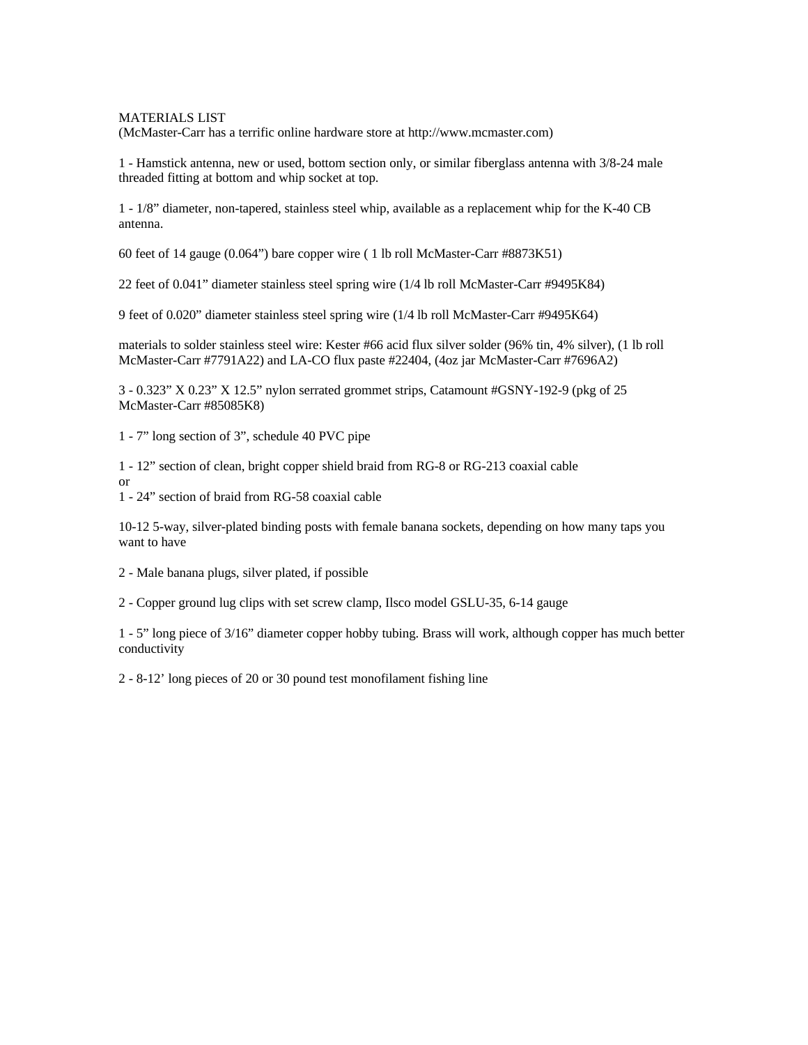MATERIALS LIST
(McMaster-Carr has a terrific online hardware store at http://www.mcmaster.com)

1 - Hamstick antenna, new or used, bottom section only, or similar fiberglass antenna with 3/8-24 male threaded fitting at bottom and whip socket at top.

1 - 1/8" diameter, non-tapered, stainless steel whip, available as a replacement whip for the K-40 CB antenna.

60 feet of 14 gauge (0.064") bare copper wire ( 1 lb roll McMaster-Carr #8873K51)

22 feet of 0.041" diameter stainless steel spring wire (1/4 lb roll McMaster-Carr #9495K84)

9 feet of 0.020" diameter stainless steel spring wire (1/4 lb roll McMaster-Carr #9495K64)

materials to solder stainless steel wire: Kester #66 acid flux silver solder (96% tin, 4% silver), (1 lb roll McMaster-Carr #7791A22) and LA-CO flux paste #22404, (4oz jar McMaster-Carr #7696A2)

3 - 0.323" X 0.23" X 12.5" nylon serrated grommet strips, Catamount #GSNY-192-9 (pkg of 25 McMaster-Carr #85085K8)

1 - 7" long section of 3", schedule 40 PVC pipe

1 - 12" section of clean, bright copper shield braid from RG-8 or RG-213 coaxial cable
or
1 - 24" section of braid from RG-58 coaxial cable

10-12 5-way, silver-plated binding posts with female banana sockets, depending on how many taps you want to have

2 - Male banana plugs, silver plated, if possible

2 - Copper ground lug clips with set screw clamp, Ilsco model GSLU-35, 6-14 gauge

1 - 5" long piece of 3/16" diameter copper hobby tubing. Brass will work, although copper has much better conductivity

2 - 8-12' long pieces of 20 or 30 pound test monofilament fishing line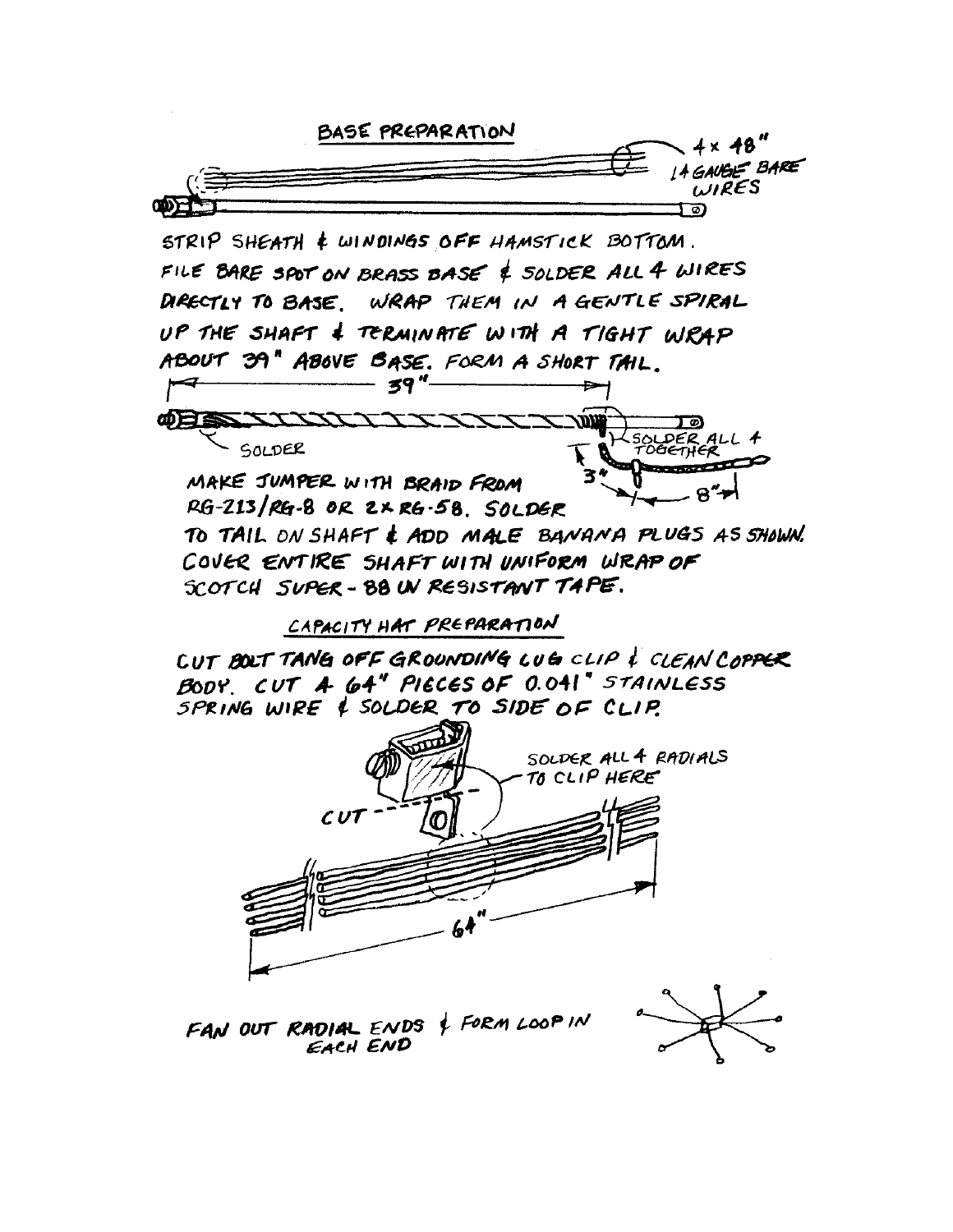## BASE PREPARATION

4 x 48" 14 GAUGE BARE WIRES

STRIP SHEATH & WINDINGS OFF HAMSTICK BOTTOM. FILE BARE SPOT ON BRASS BASE & SOLDER ALL 4 WIRES DIRECTLY TO BASE. WRAP THEM IN A GENTLE SPIRAL UP THE SHAFT & TERMINATE WITH A TIGHT WRAP ABOUT 39" ABOVE BASE. FORM A SHORT TAIL.

39"

SOLDER

SOLDER ALL 4 TOGETHER

3"

8"

MAKE JUMPER WITH BRAID FROM RG-213/RG-8 OR 2x RG-58. SOLDER TO TAIL ON SHAFT & ADD MALE BANANA PLUGS AS SHOWN. COVER ENTIRE SHAFT WITH UNIFORM WRAP OF SCOTCH SUPER-88 UV RESISTANT TAPE.

## CAPACITY HAT PREPARATION

CUT BOLT TANG OFF GROUNDING LUG CLIP & CLEAN COPPER BODY. CUT 4 64" PIECES OF 0.041" STAINLESS SPRING WIRE & SOLDER TO SIDE OF CLIP.

SOLDER ALL 4 RADIALS TO CLIP HERE

CUT

64"

FAN OUT RADIAL ENDS & FORM LOOP IN EACH END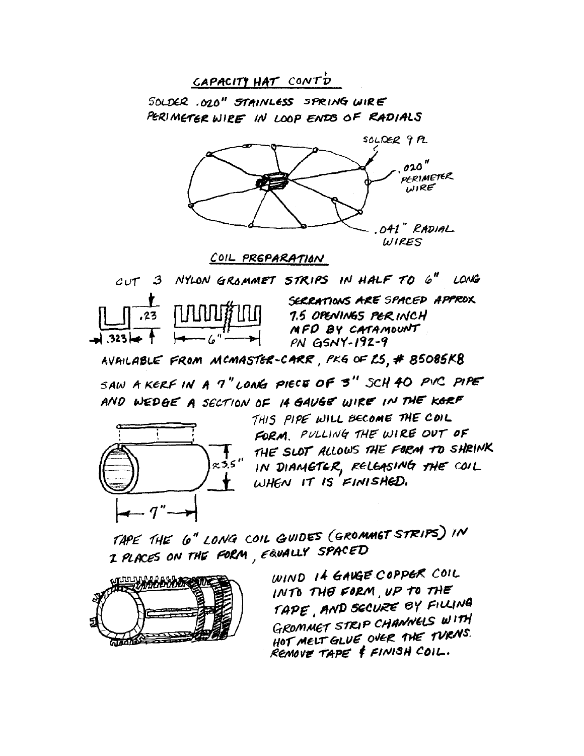## CAPACITY HAT CONT'D

SOLDER .020" STAINLESS SPRING WIRE PERIMETER WIRE IN LOOP ENDS OF RADIALS

SOLDER 9 PL

.020" PERIMETER WIRE

.041" RADIAL WIRES

## COIL PREPARATION

CUT 3 NYLON GROMMET STRIPS IN HALF TO 6" LONG

.23

.323

6"

SERRATIONS ARE SPACED APPROX 7.5 OPENINGS PER INCH MFD BY CATAMOUNT PN GSNY-192-9

AVAILABLE FROM MCMASTER-CARR, PKG OF 25, # 85085K8

SAW A KERF IN A 7" LONG PIECE OF 3" SCH 40 PVC PIPE AND WEDGE A SECTION OF 14 GAUGE WIRE IN THE KERF

≈3.5"

7"

THIS PIPE WILL BECOME THE COIL FORM. PULLING THE WIRE OUT OF THE SLOT ALLOWS THE FORM TO SHRINK IN DIAMETER, RELEASING THE COIL WHEN IT IS FINISHED.

TAPE THE 6" LONG COIL GUIDES (GROMMET STRIPS) IN 2 PLACES ON THE FORM, EQUALLY SPACED

WIND 14 GAUGE COPPER COIL INTO THE FORM, UP TO THE TAPE, AND SECURE BY FILLING GROMMET STRIP CHANNELS WITH HOT MELT GLUE OVER THE TURNS. REMOVE TAPE & FINISH COIL.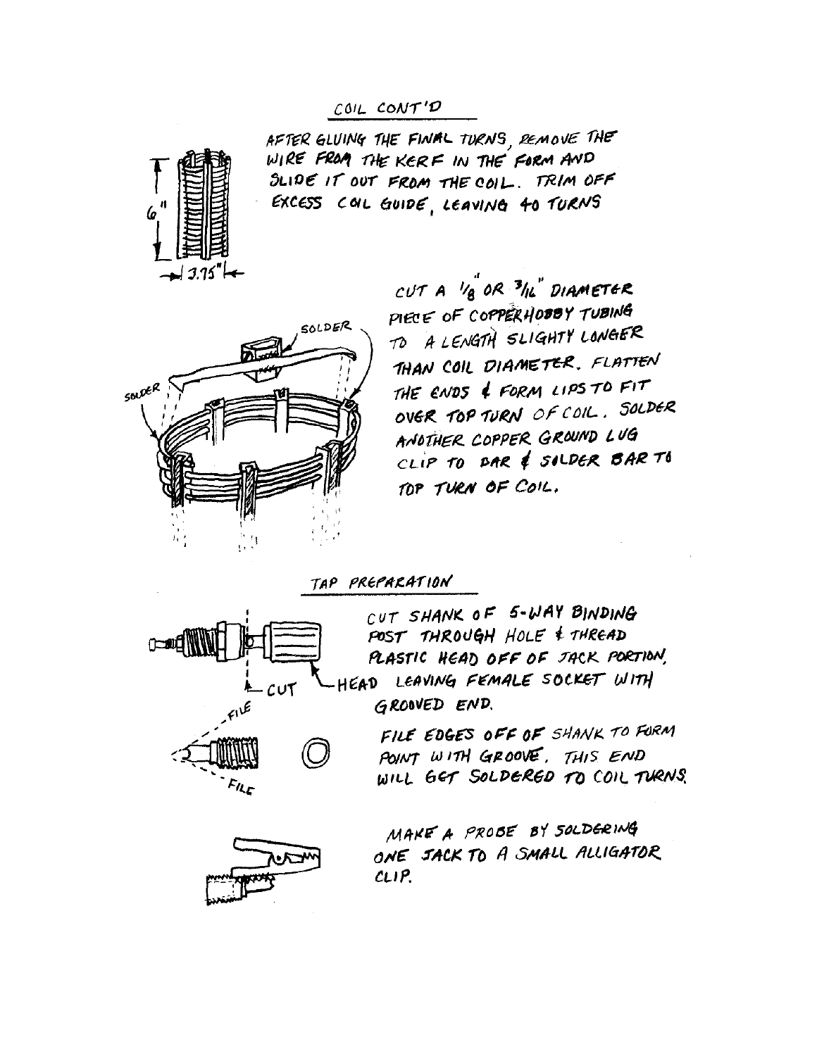## COIL CONT'D

AFTER GLUING THE FINAL TURNS, REMOVE THE WIRE FROM THE KERF IN THE FORM AND SLIDE IT OUT FROM THE COIL. TRIM OFF EXCESS COIL GUIDE, LEAVING 40 TURNS

6"

3.75"

CUT A 1/8" OR 3/16" DIAMETER PIECE OF COPPER HOBBY TUBING TO A LENGTH SLIGHTY LONGER THAN COIL DIAMETER. FLATTEN THE ENDS & FORM LIPS TO FIT OVER TOP TURN OF COIL. SOLDER ANOTHER COPPER GROUND LUG CLIP TO BAR & SOLDER BAR TO TOP TURN OF COIL.

SOLDER

SOLDER

## TAP PREPARATION

CUT SHANK OF 5-WAY BINDING POST THROUGH HOLE & THREAD PLASTIC HEAD OFF OF JACK PORTION, LEAVING FEMALE SOCKET WITH GROOVED END.

CUT

HEAD

FILE

FILE

FILE EDGES OFF OF SHANK TO FORM POINT WITH GROOVE. THIS END WILL GET SOLDERED TO COIL TURNS.

MAKE A PROBE BY SOLDERING ONE JACK TO A SMALL ALLIGATOR CLIP.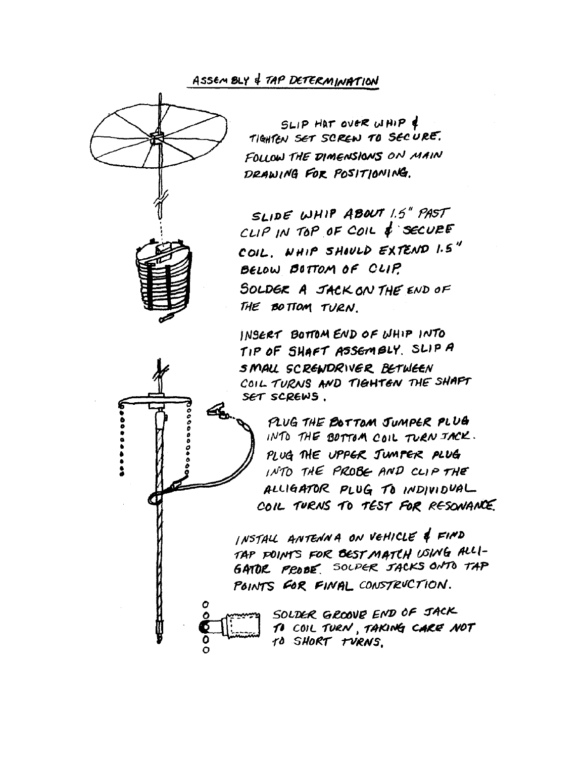## ASSEMBLY & TAP DETERMINATION

SLIP HAT OVER WHIP & TIGHTEN SET SCREW TO SECURE. FOLLOW THE DIMENSIONS ON MAIN DRAWING FOR POSITIONING.

SLIDE WHIP ABOUT 1.5" PAST CLIP IN TOP OF COIL & SECURE COIL. WHIP SHOULD EXTEND 1.5" BELOW BOTTOM OF CLIP. SOLDER A JACK ON THE END OF THE BOTTOM TURN.

INSERT BOTTOM END OF WHIP INTO TIP OF SHAFT ASSEMBLY. SLIP A SMALL SCREWDRIVER BETWEEN COIL TURNS AND TIGHTEN THE SHAFT SET SCREWS.

PLUG THE BOTTOM JUMPER PLUG INTO THE BOTTOM COIL TURN JACK. PLUG THE UPPER JUMPER PLUG INTO THE PROBE AND CLIP THE ALLIGATOR PLUG TO INDIVIDUAL COIL TURNS TO TEST FOR RESONANCE.

INSTALL ANTENNA ON VEHICLE & FIND TAP POINTS FOR BEST MATCH USING ALLIGATOR PROBE. SOLDER JACKS ONTO TAP POINTS FOR FINAL CONSTRUCTION.

SOLDER GROOVE END OF JACK TO COIL TURN, TAKING CARE NOT TO SHORT TURNS.